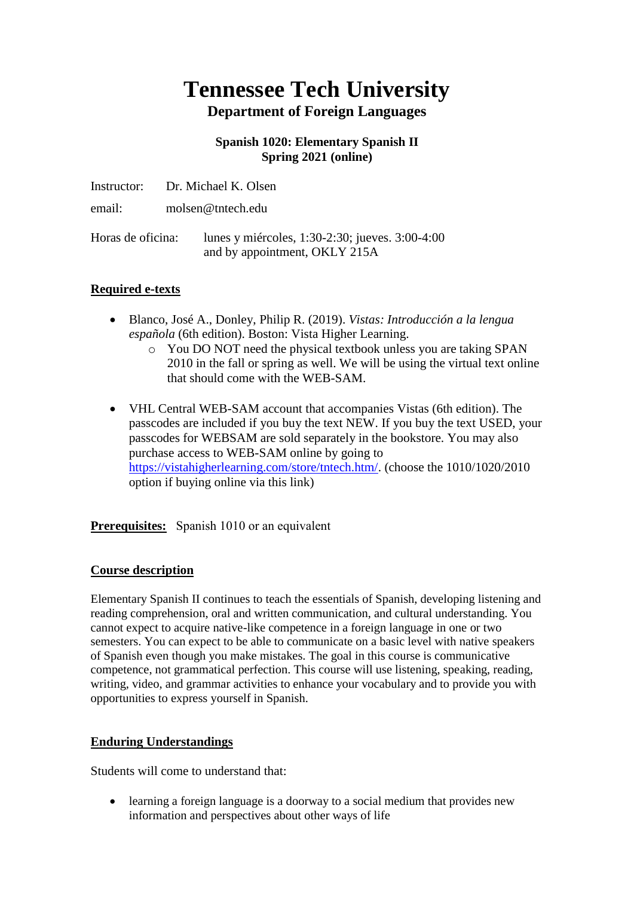# Tennessee Tech University

## Department of Foreign Languages

### Spanish 1020: Elementary Spanish II
### Spring 2021 (online)

Instructor: Dr. Michael K. Olsen

email: molsen@tntech.edu

Horas de oficina: lunes y miércoles, 1:30-2:30; jueves. 3:00-4:00 and by appointment, OKLY 215A

**Required e-texts**

- Blanco, José A., Donley, Philip R. (2019). *Vistas: Introducción a la lengua española* (6th edition). Boston: Vista Higher Learning.
    - You DO NOT need the physical textbook unless you are taking SPAN 2010 in the fall or spring as well. We will be using the virtual text online that should come with the WEB-SAM.

- VHL Central WEB-SAM account that accompanies Vistas (6th edition). The passcodes are included if you buy the text NEW. If you buy the text USED, your passcodes for WEBSAM are sold separately in the bookstore. You may also purchase access to WEB-SAM online by going to https://vistahigherlearning.com/store/tntech.htm/. (choose the 1010/1020/2010 option if buying online via this link)

**Prerequisites:** Spanish 1010 or an equivalent

**Course description**

Elementary Spanish II continues to teach the essentials of Spanish, developing listening and reading comprehension, oral and written communication, and cultural understanding. You cannot expect to acquire native-like competence in a foreign language in one or two semesters. You can expect to be able to communicate on a basic level with native speakers of Spanish even though you make mistakes. The goal in this course is communicative competence, not grammatical perfection. This course will use listening, speaking, reading, writing, video, and grammar activities to enhance your vocabulary and to provide you with opportunities to express yourself in Spanish.

**Enduring Understandings**

Students will come to understand that:

- learning a foreign language is a doorway to a social medium that provides new information and perspectives about other ways of life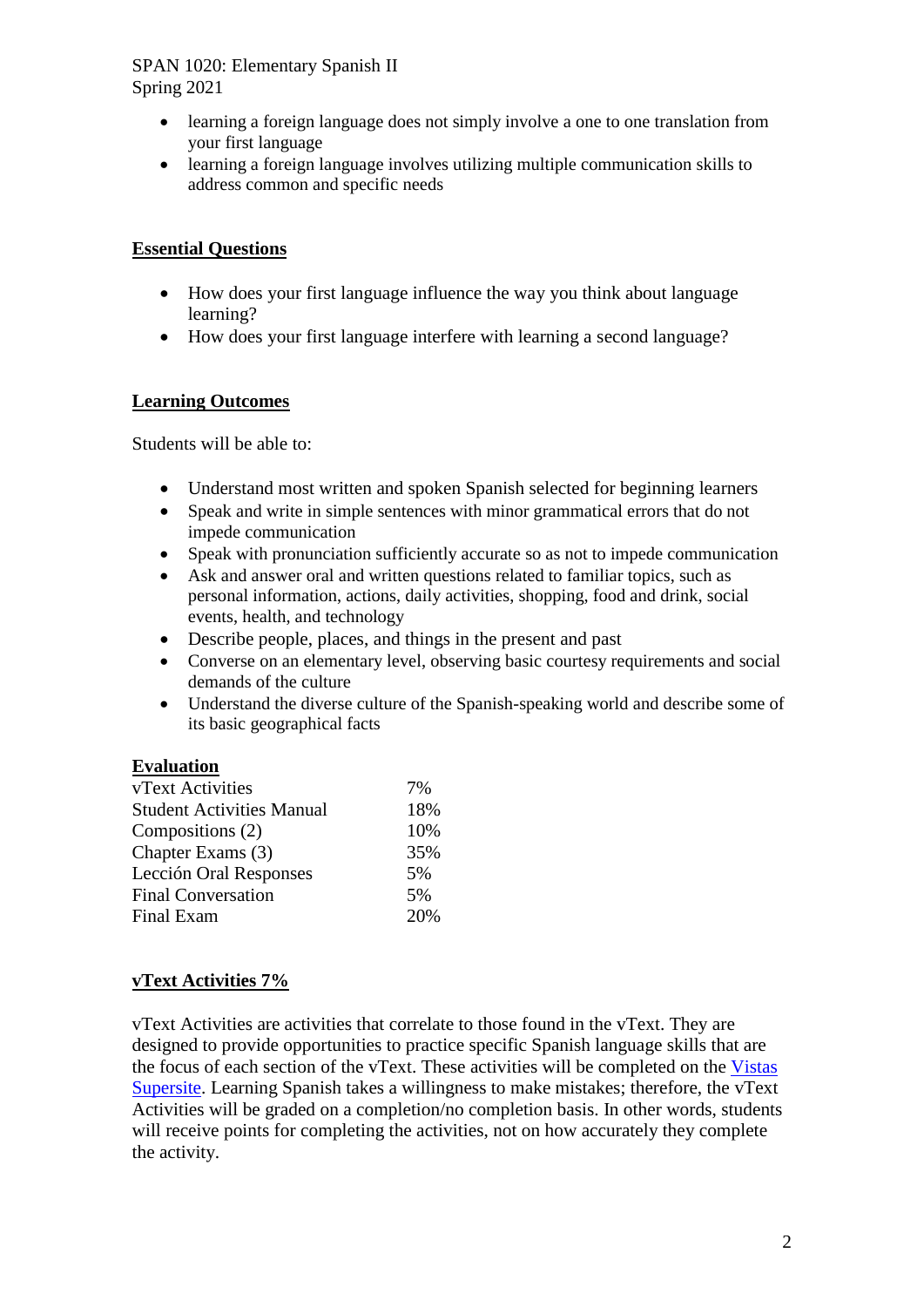- learning a foreign language does not simply involve a one to one translation from your first language
- learning a foreign language involves utilizing multiple communication skills to address common and specific needs

## Essential Questions

- How does your first language influence the way you think about language learning?
- How does your first language interfere with learning a second language?

## Learning Outcomes

Students will be able to:

- Understand most written and spoken Spanish selected for beginning learners
- Speak and write in simple sentences with minor grammatical errors that do not impede communication
- Speak with pronunciation sufficiently accurate so as not to impede communication
- Ask and answer oral and written questions related to familiar topics, such as personal information, actions, daily activities, shopping, food and drink, social events, health, and technology
- Describe people, places, and things in the present and past
- Converse on an elementary level, observing basic courtesy requirements and social demands of the culture
- Understand the diverse culture of the Spanish-speaking world and describe some of its basic geographical facts

## Evaluation

| | |
|---|---|
| vText Activities | 7% |
| Student Activities Manual | 18% |
| Compositions (2) | 10% |
| Chapter Exams (3) | 35% |
| Lección Oral Responses | 5% |
| Final Conversation | 5% |
| Final Exam | 20% |

## vText Activities 7%

vText Activities are activities that correlate to those found in the vText. They are designed to provide opportunities to practice specific Spanish language skills that are the focus of each section of the vText. These activities will be completed on the Vistas Supersite. Learning Spanish takes a willingness to make mistakes; therefore, the vText Activities will be graded on a completion/no completion basis. In other words, students will receive points for completing the activities, not on how accurately they complete the activity.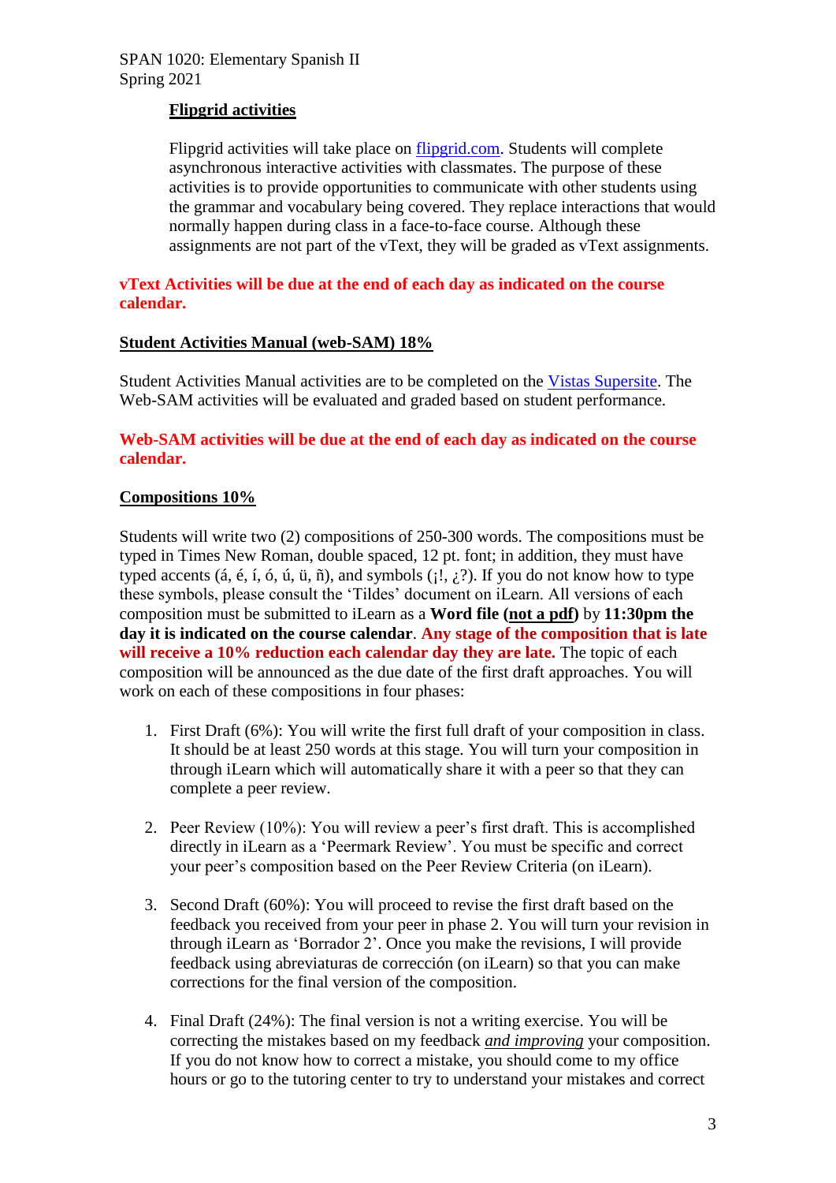**Flipgrid activities**

Flipgrid activities will take place on [flipgrid.com](flipgrid.com). Students will complete asynchronous interactive activities with classmates. The purpose of these activities is to provide opportunities to communicate with other students using the grammar and vocabulary being covered. They replace interactions that would normally happen during class in a face-to-face course. Although these assignments are not part of the vText, they will be graded as vText assignments.

**vText Activities will be due at the end of each day as indicated on the course calendar.**

**Student Activities Manual (web-SAM) 18%**

Student Activities Manual activities are to be completed on the Vistas Supersite. The Web-SAM activities will be evaluated and graded based on student performance.

**Web-SAM activities will be due at the end of each day as indicated on the course calendar.**

**Compositions 10%**

Students will write two (2) compositions of 250-300 words. The compositions must be typed in Times New Roman, double spaced, 12 pt. font; in addition, they must have typed accents (á, é, í, ó, ú, ü, ñ), and symbols (¡!, ¿?). If you do not know how to type these symbols, please consult the 'Tildes' document on iLearn. All versions of each composition must be submitted to iLearn as a **Word file (not a pdf)** by **11:30pm the day it is indicated on the course calendar**. **Any stage of the composition that is late will receive a 10% reduction each calendar day they are late.** The topic of each composition will be announced as the due date of the first draft approaches. You will work on each of these compositions in four phases:

1. First Draft (6%): You will write the first full draft of your composition in class. It should be at least 250 words at this stage. You will turn your composition in through iLearn which will automatically share it with a peer so that they can complete a peer review.
2. Peer Review (10%): You will review a peer's first draft. This is accomplished directly in iLearn as a 'Peermark Review'. You must be specific and correct your peer's composition based on the Peer Review Criteria (on iLearn).
3. Second Draft (60%): You will proceed to revise the first draft based on the feedback you received from your peer in phase 2. You will turn your revision in through iLearn as 'Borrador 2'. Once you make the revisions, I will provide feedback using abreviaturas de corrección (on iLearn) so that you can make corrections for the final version of the composition.
4. Final Draft (24%): The final version is not a writing exercise. You will be correcting the mistakes based on my feedback ***and improving*** your composition. If you do not know how to correct a mistake, you should come to my office hours or go to the tutoring center to try to understand your mistakes and correct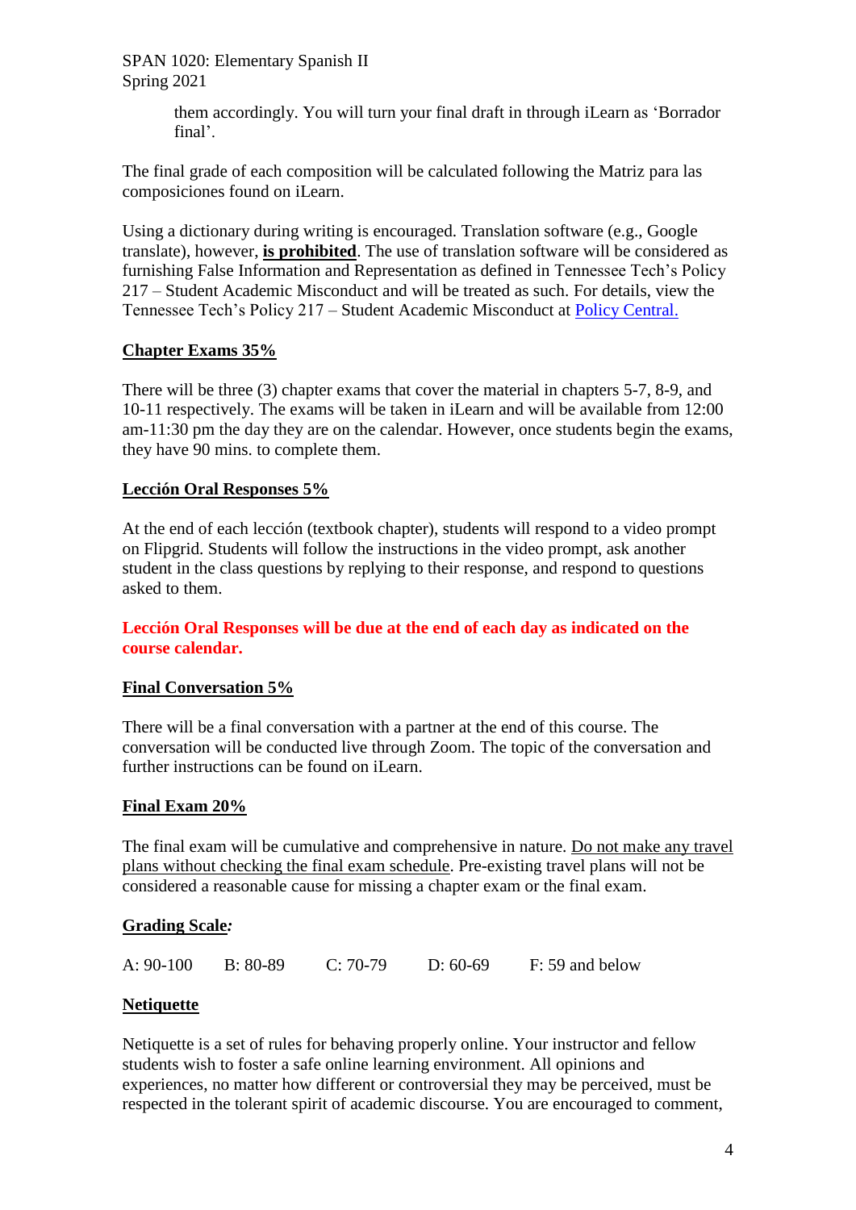them accordingly. You will turn your final draft in through iLearn as 'Borrador final'.

The final grade of each composition will be calculated following the Matriz para las composiciones found on iLearn.

Using a dictionary during writing is encouraged. Translation software (e.g., Google translate), however, **is prohibited**. The use of translation software will be considered as furnishing False Information and Representation as defined in Tennessee Tech's Policy 217 – Student Academic Misconduct and will be treated as such. For details, view the Tennessee Tech's Policy 217 – Student Academic Misconduct at [Policy Central.]

### Chapter Exams 35%

There will be three (3) chapter exams that cover the material in chapters 5-7, 8-9, and 10-11 respectively. The exams will be taken in iLearn and will be available from 12:00 am-11:30 pm the day they are on the calendar. However, once students begin the exams, they have 90 mins. to complete them.

### Lección Oral Responses 5%

At the end of each lección (textbook chapter), students will respond to a video prompt on Flipgrid. Students will follow the instructions in the video prompt, ask another student in the class questions by replying to their response, and respond to questions asked to them.

**Lección Oral Responses will be due at the end of each day as indicated on the course calendar.**

### Final Conversation 5%

There will be a final conversation with a partner at the end of this course. The conversation will be conducted live through Zoom. The topic of the conversation and further instructions can be found on iLearn.

### Final Exam 20%

The final exam will be cumulative and comprehensive in nature. Do not make any travel plans without checking the final exam schedule. Pre-existing travel plans will not be considered a reasonable cause for missing a chapter exam or the final exam.

### Grading Scale:

A: 90-100 B: 80-89 C: 70-79 D: 60-69 F: 59 and below

### Netiquette

Netiquette is a set of rules for behaving properly online. Your instructor and fellow students wish to foster a safe online learning environment. All opinions and experiences, no matter how different or controversial they may be perceived, must be respected in the tolerant spirit of academic discourse. You are encouraged to comment,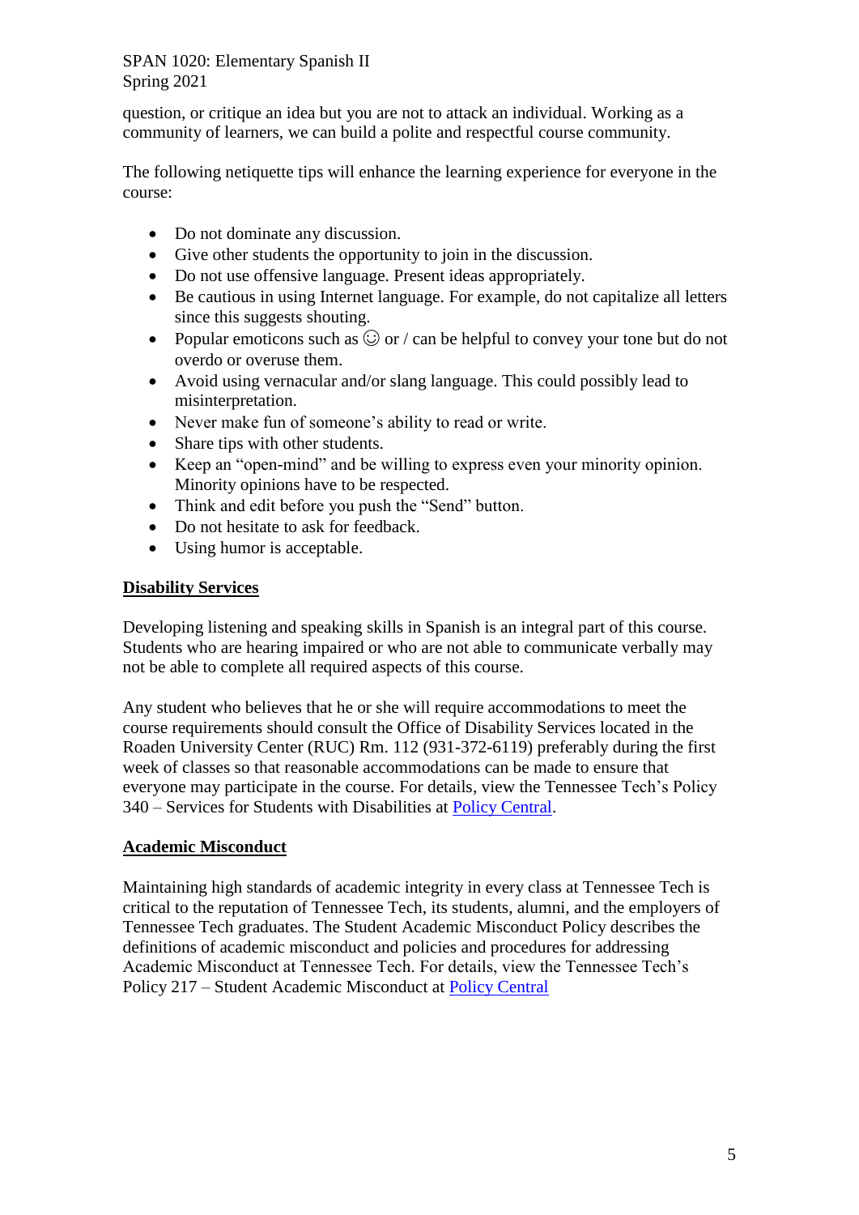question, or critique an idea but you are not to attack an individual. Working as a community of learners, we can build a polite and respectful course community.

The following netiquette tips will enhance the learning experience for everyone in the course:

- Do not dominate any discussion.
- Give other students the opportunity to join in the discussion.
- Do not use offensive language. Present ideas appropriately.
- Be cautious in using Internet language. For example, do not capitalize all letters since this suggests shouting.
- Popular emoticons such as ☺ or / can be helpful to convey your tone but do not overdo or overuse them.
- Avoid using vernacular and/or slang language. This could possibly lead to misinterpretation.
- Never make fun of someone's ability to read or write.
- Share tips with other students.
- Keep an "open-mind" and be willing to express even your minority opinion. Minority opinions have to be respected.
- Think and edit before you push the "Send" button.
- Do not hesitate to ask for feedback.
- Using humor is acceptable.

## Disability Services

Developing listening and speaking skills in Spanish is an integral part of this course. Students who are hearing impaired or who are not able to communicate verbally may not be able to complete all required aspects of this course.

Any student who believes that he or she will require accommodations to meet the course requirements should consult the Office of Disability Services located in the Roaden University Center (RUC) Rm. 112 (931-372-6119) preferably during the first week of classes so that reasonable accommodations can be made to ensure that everyone may participate in the course. For details, view the Tennessee Tech's Policy 340 – Services for Students with Disabilities at Policy Central.

## Academic Misconduct

Maintaining high standards of academic integrity in every class at Tennessee Tech is critical to the reputation of Tennessee Tech, its students, alumni, and the employers of Tennessee Tech graduates. The Student Academic Misconduct Policy describes the definitions of academic misconduct and policies and procedures for addressing Academic Misconduct at Tennessee Tech. For details, view the Tennessee Tech's Policy 217 – Student Academic Misconduct at Policy Central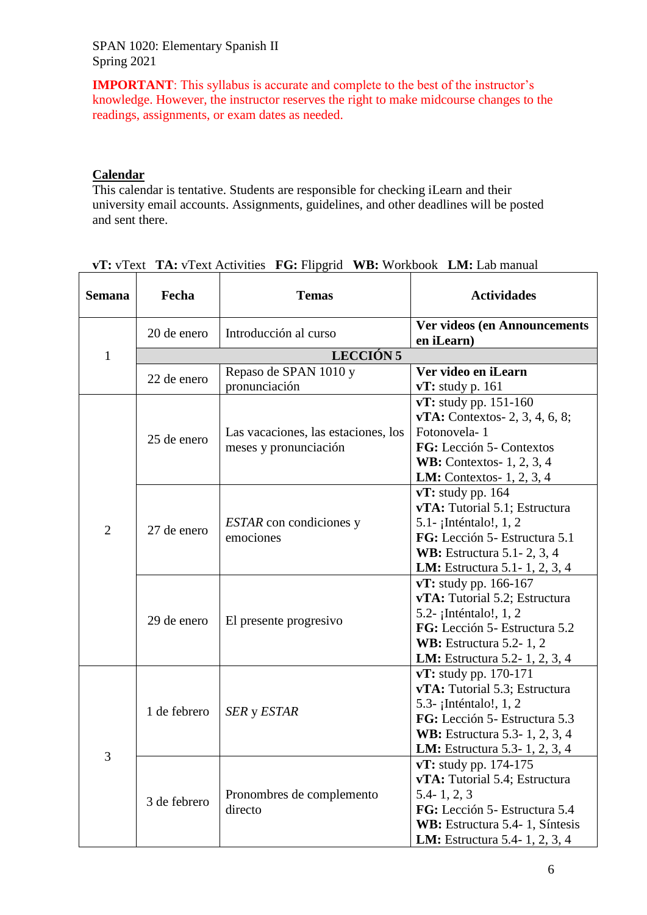SPAN 1020: Elementary Spanish II
Spring 2021

**IMPORTANT**: This syllabus is accurate and complete to the best of the instructor's knowledge. However, the instructor reserves the right to make midcourse changes to the readings, assignments, or exam dates as needed.

## Calendar

This calendar is tentative. Students are responsible for checking iLearn and their university email accounts. Assignments, guidelines, and other deadlines will be posted and sent there.

**vT:** vText **TA:** vText Activities **FG:** Flipgrid **WB:** Workbook **LM:** Lab manual

| Semana | Fecha | Temas | Actividades |
|---|---|---|---|
| 1 | 20 de enero | Introducción al curso | **Ver videos (en Announcements en iLearn)** |
| | | **LECCIÓN 5** | |
| | 22 de enero | Repaso de SPAN 1010 y pronunciación | **Ver video en iLearn**<br>**vT:** study p. 161 |
| 2 | 25 de enero | Las vacaciones, las estaciones, los meses y pronunciación | **vT:** study pp. 151-160<br>**vTA:** Contextos- 2, 3, 4, 6, 8; Fotonovela- 1<br>**FG:** Lección 5- Contextos<br>**WB:** Contextos- 1, 2, 3, 4<br>**LM:** Contextos- 1, 2, 3, 4 |
| | 27 de enero | *ESTAR* con condiciones y emociones | **vT:** study pp. 164<br>**vTA:** Tutorial 5.1; Estructura 5.1- ¡Inténtalo!, 1, 2<br>**FG:** Lección 5- Estructura 5.1<br>**WB:** Estructura 5.1- 2, 3, 4<br>**LM:** Estructura 5.1- 1, 2, 3, 4 |
| | 29 de enero | El presente progresivo | **vT:** study pp. 166-167<br>**vTA:** Tutorial 5.2; Estructura 5.2- ¡Inténtalo!, 1, 2<br>**FG:** Lección 5- Estructura 5.2<br>**WB:** Estructura 5.2- 1, 2<br>**LM:** Estructura 5.2- 1, 2, 3, 4 |
| 3 | 1 de febrero | *SER* y *ESTAR* | **vT:** study pp. 170-171<br>**vTA:** Tutorial 5.3; Estructura 5.3- ¡Inténtalo!, 1, 2<br>**FG:** Lección 5- Estructura 5.3<br>**WB:** Estructura 5.3- 1, 2, 3, 4<br>**LM:** Estructura 5.3- 1, 2, 3, 4 |
| | 3 de febrero | Pronombres de complemento directo | **vT:** study pp. 174-175<br>**vTA:** Tutorial 5.4; Estructura 5.4- 1, 2, 3<br>**FG:** Lección 5- Estructura 5.4<br>**WB:** Estructura 5.4- 1, Síntesis<br>**LM:** Estructura 5.4- 1, 2, 3, 4 |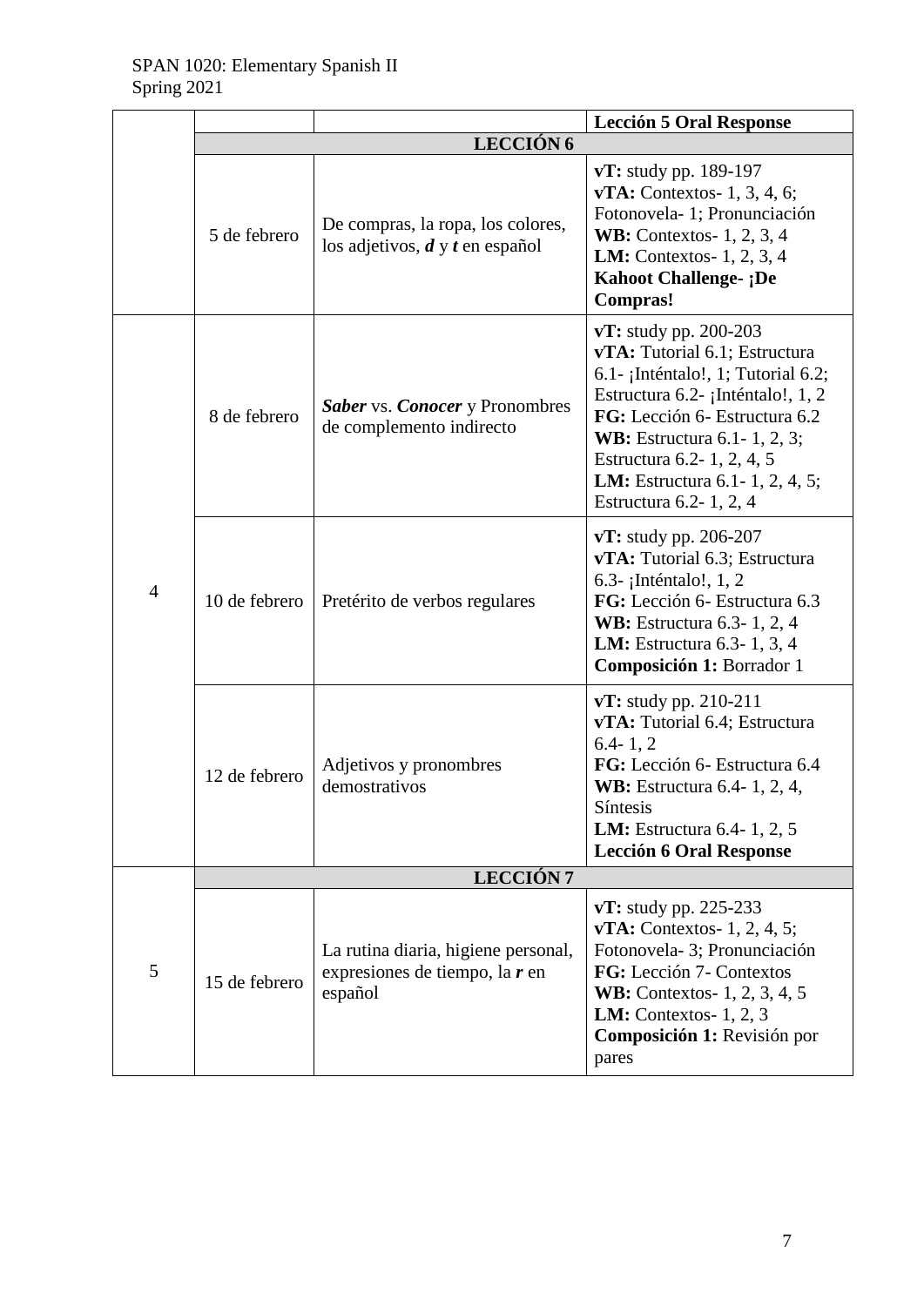| | | | |
|---|---|---|---|
| | | | **Lección 5 Oral Response** |
| | **LECCIÓN 6** | | |
| | 5 de febrero | De compras, la ropa, los colores, los adjetivos, ***d*** y ***t*** en español | **vT:** study pp. 189-197<br>**vTA:** Contextos- 1, 3, 4, 6; Fotonovela- 1; Pronunciación<br>**WB:** Contextos- 1, 2, 3, 4<br>**LM:** Contextos- 1, 2, 3, 4<br>**Kahoot Challenge- ¡De Compras!** |
| 4 | 8 de febrero | ***Saber*** vs. ***Conocer*** y Pronombres de complemento indirecto | **vT:** study pp. 200-203<br>**vTA:** Tutorial 6.1; Estructura 6.1- ¡Inténtalo!, 1; Tutorial 6.2; Estructura 6.2- ¡Inténtalo!, 1, 2<br>**FG:** Lección 6- Estructura 6.2<br>**WB:** Estructura 6.1- 1, 2, 3; Estructura 6.2- 1, 2, 4, 5<br>**LM:** Estructura 6.1- 1, 2, 4, 5; Estructura 6.2- 1, 2, 4 |
| | 10 de febrero | Pretérito de verbos regulares | **vT:** study pp. 206-207<br>**vTA:** Tutorial 6.3; Estructura 6.3- ¡Inténtalo!, 1, 2<br>**FG:** Lección 6- Estructura 6.3<br>**WB:** Estructura 6.3- 1, 2, 4<br>**LM:** Estructura 6.3- 1, 3, 4<br>**Composición 1:** Borrador 1 |
| | 12 de febrero | Adjetivos y pronombres demostrativos | **vT:** study pp. 210-211<br>**vTA:** Tutorial 6.4; Estructura 6.4- 1, 2<br>**FG:** Lección 6- Estructura 6.4<br>**WB:** Estructura 6.4- 1, 2, 4, Síntesis<br>**LM:** Estructura 6.4- 1, 2, 5<br>**Lección 6 Oral Response** |
| | **LECCIÓN 7** | | |
| 5 | 15 de febrero | La rutina diaria, higiene personal, expresiones de tiempo, la ***r*** en español | **vT:** study pp. 225-233<br>**vTA:** Contextos- 1, 2, 4, 5; Fotonovela- 3; Pronunciación<br>**FG:** Lección 7- Contextos<br>**WB:** Contextos- 1, 2, 3, 4, 5<br>**LM:** Contextos- 1, 2, 3<br>**Composición 1:** Revisión por pares |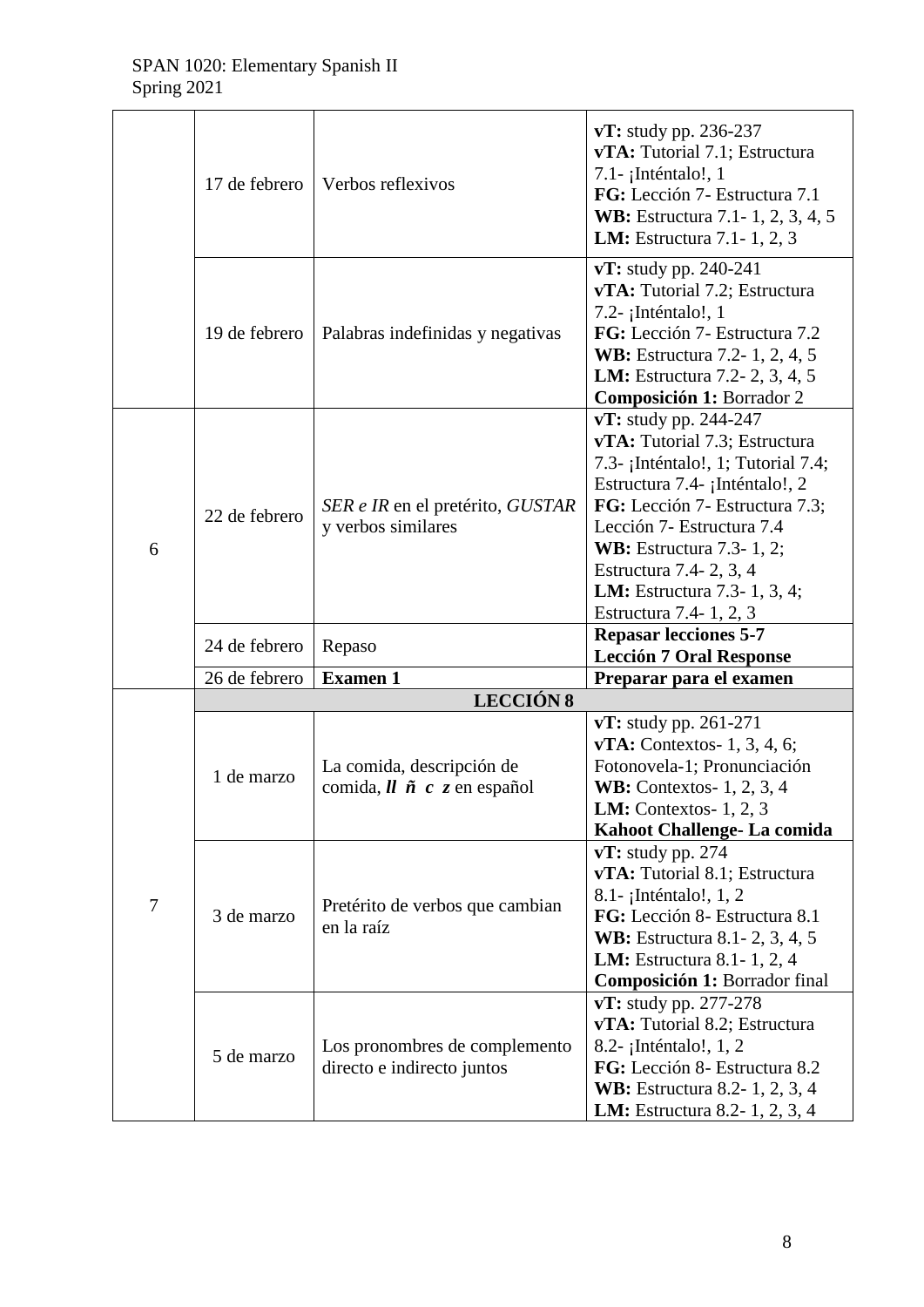| | | | |
|---|---|---|---|
| | 17 de febrero | Verbos reflexivos | **vT:** study pp. 236-237<br>**vTA:** Tutorial 7.1; Estructura 7.1- ¡Inténtalo!, 1<br>**FG:** Lección 7- Estructura 7.1<br>**WB:** Estructura 7.1- 1, 2, 3, 4, 5<br>**LM:** Estructura 7.1- 1, 2, 3 |
| | 19 de febrero | Palabras indefinidas y negativas | **vT:** study pp. 240-241<br>**vTA:** Tutorial 7.2; Estructura 7.2- ¡Inténtalo!, 1<br>**FG:** Lección 7- Estructura 7.2<br>**WB:** Estructura 7.2- 1, 2, 4, 5<br>**LM:** Estructura 7.2- 2, 3, 4, 5<br>**Composición 1:** Borrador 2 |
| 6 | 22 de febrero | *SER e IR* en el pretérito, *GUSTAR* y verbos similares | **vT:** study pp. 244-247<br>**vTA:** Tutorial 7.3; Estructura 7.3- ¡Inténtalo!, 1; Tutorial 7.4; Estructura 7.4- ¡Inténtalo!, 2<br>**FG:** Lección 7- Estructura 7.3; Lección 7- Estructura 7.4<br>**WB:** Estructura 7.3- 1, 2; Estructura 7.4- 2, 3, 4<br>**LM:** Estructura 7.3- 1, 3, 4; Estructura 7.4- 1, 2, 3 |
| | 24 de febrero | Repaso | **Repasar lecciones 5-7**<br>**Lección 7 Oral Response** |
| | 26 de febrero | **Examen 1** | **Preparar para el examen** |
| 7 | **LECCIÓN 8** | | |
| | 1 de marzo | La comida, descripción de comida, ***ll ñ c z*** en español | **vT:** study pp. 261-271<br>**vTA:** Contextos- 1, 3, 4, 6; Fotonovela-1; Pronunciación<br>**WB:** Contextos- 1, 2, 3, 4<br>**LM:** Contextos- 1, 2, 3<br>**Kahoot Challenge- La comida** |
| | 3 de marzo | Pretérito de verbos que cambian en la raíz | **vT:** study pp. 274<br>**vTA:** Tutorial 8.1; Estructura 8.1- ¡Inténtalo!, 1, 2<br>**FG:** Lección 8- Estructura 8.1<br>**WB:** Estructura 8.1- 2, 3, 4, 5<br>**LM:** Estructura 8.1- 1, 2, 4<br>**Composición 1:** Borrador final |
| | 5 de marzo | Los pronombres de complemento directo e indirecto juntos | **vT:** study pp. 277-278<br>**vTA:** Tutorial 8.2; Estructura 8.2- ¡Inténtalo!, 1, 2<br>**FG:** Lección 8- Estructura 8.2<br>**WB:** Estructura 8.2- 1, 2, 3, 4<br>**LM:** Estructura 8.2- 1, 2, 3, 4 |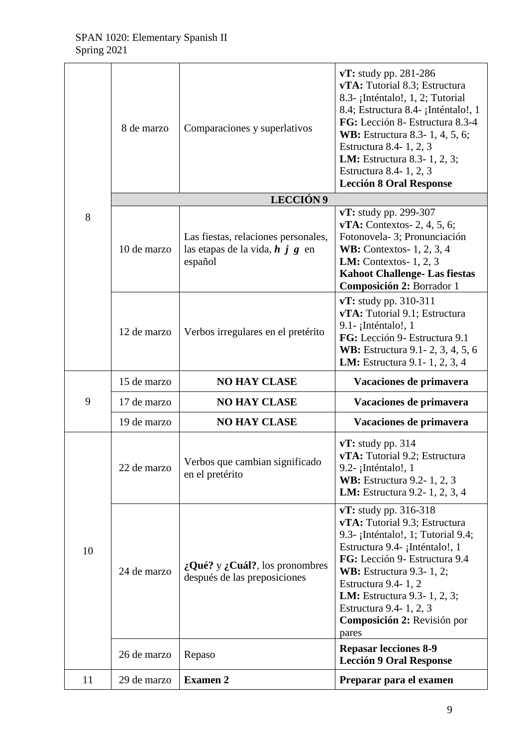| | | | |
|---|---|---|---|
| 8 | 8 de marzo | Comparaciones y superlativos | **vT:** study pp. 281-286<br>**vTA:** Tutorial 8.3; Estructura 8.3- ¡Inténtalo!, 1, 2; Tutorial 8.4; Estructura 8.4- ¡Inténtalo!, 1<br>**FG:** Lección 8- Estructura 8.3-4<br>**WB:** Estructura 8.3- 1, 4, 5, 6; Estructura 8.4- 1, 2, 3<br>**LM:** Estructura 8.3- 1, 2, 3; Estructura 8.4- 1, 2, 3<br>**Lección 8 Oral Response** |
| | **LECCIÓN 9** | | |
| | 10 de marzo | Las fiestas, relaciones personales, las etapas de la vida, ***h j g*** en español | **vT:** study pp. 299-307<br>**vTA:** Contextos- 2, 4, 5, 6; Fotonovela- 3; Pronunciación<br>**WB:** Contextos- 1, 2, 3, 4<br>**LM:** Contextos- 1, 2, 3<br>**Kahoot Challenge- Las fiestas**<br>**Composición 2:** Borrador 1 |
| | 12 de marzo | Verbos irregulares en el pretérito | **vT:** study pp. 310-311<br>**vTA:** Tutorial 9.1; Estructura 9.1- ¡Inténtalo!, 1<br>**FG:** Lección 9- Estructura 9.1<br>**WB:** Estructura 9.1- 2, 3, 4, 5, 6<br>**LM:** Estructura 9.1- 1, 2, 3, 4 |
| 9 | 15 de marzo | **NO HAY CLASE** | **Vacaciones de primavera** |
| | 17 de marzo | **NO HAY CLASE** | **Vacaciones de primavera** |
| | 19 de marzo | **NO HAY CLASE** | **Vacaciones de primavera** |
| 10 | 22 de marzo | Verbos que cambian significado en el pretérito | **vT:** study pp. 314<br>**vTA:** Tutorial 9.2; Estructura 9.2- ¡Inténtalo!, 1<br>**WB:** Estructura 9.2- 1, 2, 3<br>**LM:** Estructura 9.2- 1, 2, 3, 4 |
| | 24 de marzo | **¿Qué?** y **¿Cuál?**, los pronombres después de las preposiciones | **vT:** study pp. 316-318<br>**vTA:** Tutorial 9.3; Estructura 9.3- ¡Inténtalo!, 1; Tutorial 9.4; Estructura 9.4- ¡Inténtalo!, 1<br>**FG:** Lección 9- Estructura 9.4<br>**WB:** Estructura 9.3- 1, 2; Estructura 9.4- 1, 2<br>**LM:** Estructura 9.3- 1, 2, 3; Estructura 9.4- 1, 2, 3<br>**Composición 2:** Revisión por pares |
| | 26 de marzo | Repaso | **Repasar lecciones 8-9**<br>**Lección 9 Oral Response** |
| 11 | 29 de marzo | **Examen 2** | **Preparar para el examen** |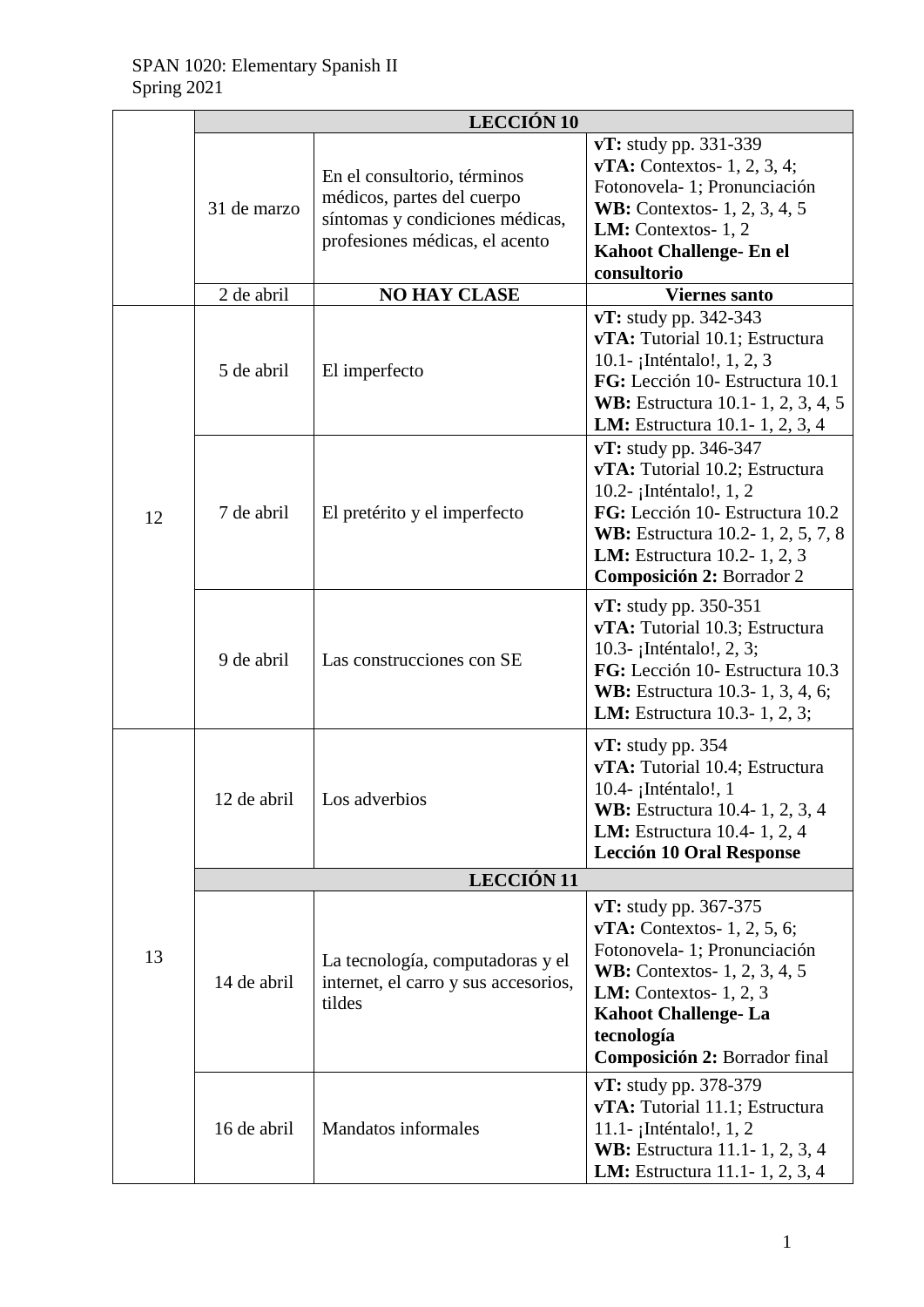SPAN 1020: Elementary Spanish II
Spring 2021

| | | | |
|---|---|---|---|
| | **LECCIÓN 10** | | |
| | 31 de marzo | En el consultorio, términos médicos, partes del cuerpo síntomas y condiciones médicas, profesiones médicas, el acento | **vT:** study pp. 331-339 **vTA:** Contextos- 1, 2, 3, 4; Fotonovela- 1; Pronunciación **WB:** Contextos- 1, 2, 3, 4, 5 **LM:** Contextos- 1, 2 **Kahoot Challenge- En el consultorio** |
| | 2 de abril | **NO HAY CLASE** | **Viernes santo** |
| 12 | 5 de abril | El imperfecto | **vT:** study pp. 342-343 **vTA:** Tutorial 10.1; Estructura 10.1- ¡Inténtalo!, 1, 2, 3 **FG:** Lección 10- Estructura 10.1 **WB:** Estructura 10.1- 1, 2, 3, 4, 5 **LM:** Estructura 10.1- 1, 2, 3, 4 |
| 12 | 7 de abril | El pretérito y el imperfecto | **vT:** study pp. 346-347 **vTA:** Tutorial 10.2; Estructura 10.2- ¡Inténtalo!, 1, 2 **FG:** Lección 10- Estructura 10.2 **WB:** Estructura 10.2- 1, 2, 5, 7, 8 **LM:** Estructura 10.2- 1, 2, 3 **Composición 2:** Borrador 2 |
| 12 | 9 de abril | Las construcciones con SE | **vT:** study pp. 350-351 **vTA:** Tutorial 10.3; Estructura 10.3- ¡Inténtalo!, 2, 3; **FG:** Lección 10- Estructura 10.3 **WB:** Estructura 10.3- 1, 3, 4, 6; **LM:** Estructura 10.3- 1, 2, 3; |
| 13 | 12 de abril | Los adverbios | **vT:** study pp. 354 **vTA:** Tutorial 10.4; Estructura 10.4- ¡Inténtalo!, 1 **WB:** Estructura 10.4- 1, 2, 3, 4 **LM:** Estructura 10.4- 1, 2, 4 **Lección 10 Oral Response** |
| 13 | **LECCIÓN 11** | | |
| 13 | 14 de abril | La tecnología, computadoras y el internet, el carro y sus accesorios, tildes | **vT:** study pp. 367-375 **vTA:** Contextos- 1, 2, 5, 6; Fotonovela- 1; Pronunciación **WB:** Contextos- 1, 2, 3, 4, 5 **LM:** Contextos- 1, 2, 3 **Kahoot Challenge- La tecnología** **Composición 2:** Borrador final |
| 13 | 16 de abril | Mandatos informales | **vT:** study pp. 378-379 **vTA:** Tutorial 11.1; Estructura 11.1- ¡Inténtalo!, 1, 2 **WB:** Estructura 11.1- 1, 2, 3, 4 **LM:** Estructura 11.1- 1, 2, 3, 4 |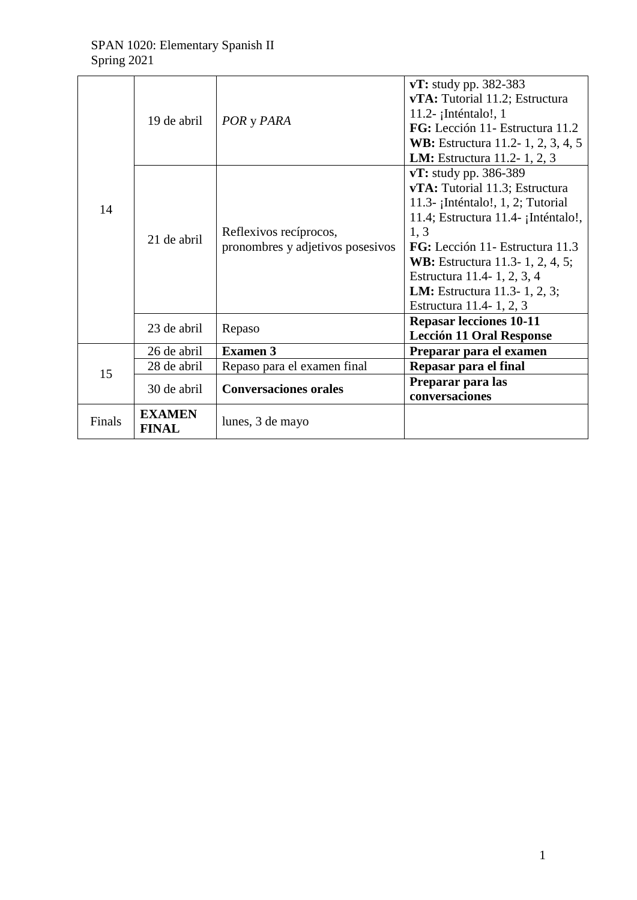| | | | |
|---|---|---|---|
| 14 | 19 de abril | *POR* y *PARA* | **vT:** study pp. 382-383<br>**vTA:** Tutorial 11.2; Estructura 11.2- ¡Inténtalo!, 1<br>**FG:** Lección 11- Estructura 11.2<br>**WB:** Estructura 11.2- 1, 2, 3, 4, 5<br>**LM:** Estructura 11.2- 1, 2, 3 |
| | 21 de abril | Reflexivos recíprocos, pronombres y adjetivos posesivos | **vT:** study pp. 386-389<br>**vTA:** Tutorial 11.3; Estructura 11.3- ¡Inténtalo!, 1, 2; Tutorial 11.4; Estructura 11.4- ¡Inténtalo!, 1, 3<br>**FG:** Lección 11- Estructura 11.3<br>**WB:** Estructura 11.3- 1, 2, 4, 5; Estructura 11.4- 1, 2, 3, 4<br>**LM:** Estructura 11.3- 1, 2, 3; Estructura 11.4- 1, 2, 3 |
| | 23 de abril | Repaso | **Repasar lecciones 10-11**<br>**Lección 11 Oral Response** |
| 15 | 26 de abril | **Examen 3** | **Preparar para el examen** |
| | 28 de abril | Repaso para el examen final | **Repasar para el final** |
| | 30 de abril | **Conversaciones orales** | **Preparar para las conversaciones** |
| Finals | **EXAMEN FINAL** | lunes, 3 de mayo | |